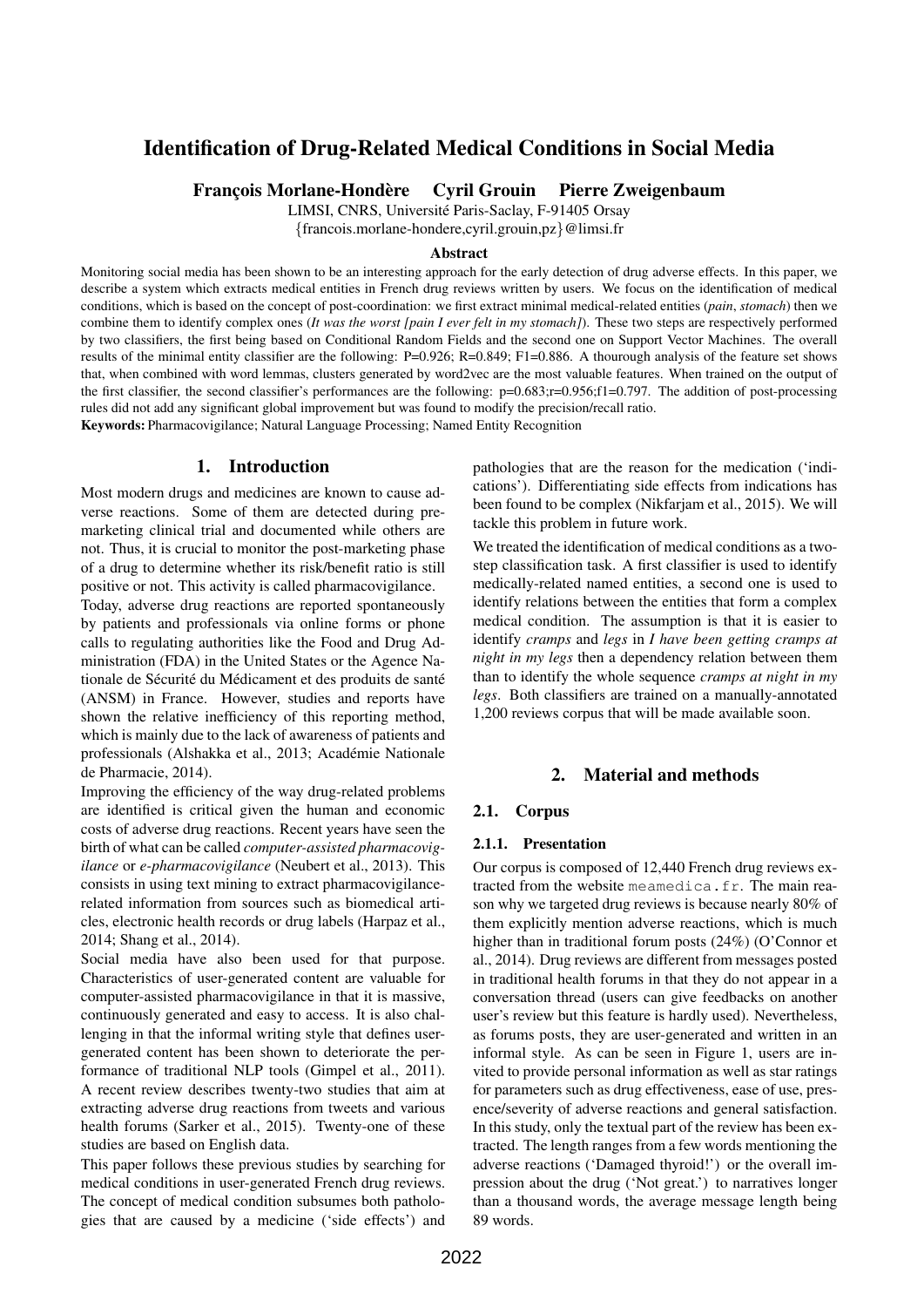# Identification of Drug-Related Medical Conditions in Social Media

**François Morlane-Hondère Cyril Grouin Pierre Zweigenbaum**

LIMSI, CNRS, Université Paris-Saclay, F-91405 Orsay

{francois.morlane-hondere,cyril.grouin,pz}@limsi.fr

### Abstract

Monitoring social media has been shown to be an interesting approach for the early detection of drug adverse effects. In this paper, we describe a system which extracts medical entities in French drug reviews written by users. We focus on the identification of medical conditions, which is based on the concept of post-coordination: we first extract minimal medical-related entities (*pain*, *stomach*) then we combine them to identify complex ones (*It was the worst [pain I ever felt in my stomach]*). These two steps are respectively performed by two classifiers, the first being based on Conditional Random Fields and the second one on Support Vector Machines. The overall results of the minimal entity classifier are the following: P=0.926; R=0.849; F1=0.886. A thourough analysis of the feature set shows that, when combined with word lemmas, clusters generated by word2vec are the most valuable features. When trained on the output of the first classifier, the second classifier's performances are the following: p=0.683;r=0.956;f1=0.797. The addition of post-processing rules did not add any significant global improvement but was found to modify the precision/recall ratio.

**Keywords:** Pharmacovigilance; Natural Language Processing; Named Entity Recognition

## 1. Introduction

Most modern drugs and medicines are known to cause adverse reactions. Some of them are detected during premarketing clinical trial and documented while others are not. Thus, it is crucial to monitor the post-marketing phase of a drug to determine whether its risk/benefit ratio is still positive or not. This activity is called pharmacovigilance.

Today, adverse drug reactions are reported spontaneously by patients and professionals via online forms or phone calls to regulating authorities like the Food and Drug Administration (FDA) in the United States or the Agence Nationale de Sécurité du Médicament et des produits de santé (ANSM) in France. However, studies and reports have shown the relative inefficiency of this reporting method, which is mainly due to the lack of awareness of patients and professionals (Alshakka et al., 2013; Académie Nationale de Pharmacie, 2014).

Improving the efficiency of the way drug-related problems are identified is critical given the human and economic costs of adverse drug reactions. Recent years have seen the birth of what can be called *computer-assisted pharmacovigilance* or *e-pharmacovigilance* (Neubert et al., 2013). This consists in using text mining to extract pharmacovigilance-related information from sources such as biomedical articles, electronic health records or drug labels (Harpaz et al., 2014; Shang et al., 2014).

Social media have also been used for that purpose. Characteristics of user-generated content are valuable for computer-assisted pharmacovigilance in that it is massive, continuously generated and easy to access. It is also challenging in that the informal writing style that defines user-generated content has been shown to deteriorate the performance of traditional NLP tools (Gimpel et al., 2011). A recent review describes twenty-two studies that aim at extracting adverse drug reactions from tweets and various health forums (Sarker et al., 2015). Twenty-one of these studies are based on English data.

This paper follows these previous studies by searching for medical conditions in user-generated French drug reviews. The concept of medical condition subsumes both pathologies that are caused by a medicine ('side effects') and pathologies that are the reason for the medication ('indications'). Differentiating side effects from indications has been found to be complex (Nikfarjam et al., 2015). We will tackle this problem in future work.

We treated the identification of medical conditions as a two-step classification task. A first classifier is used to identify medically-related named entities, a second one is used to identify relations between the entities that form a complex medical condition. The assumption is that it is easier to identify *cramps* and *legs* in *I have been getting cramps at night in my legs* then a dependency relation between them than to identify the whole sequence *cramps at night in my legs*. Both classifiers are trained on a manually-annotated 1,200 reviews corpus that will be made available soon.

## 2. Material and methods

### 2.1. Corpus

#### 2.1.1. Presentation

Our corpus is composed of 12,440 French drug reviews extracted from the website `meamedica.fr`. The main reason why we targeted drug reviews is because nearly 80% of them explicitly mention adverse reactions, which is much higher than in traditional forum posts (24%) (O'Connor et al., 2014). Drug reviews are different from messages posted in traditional health forums in that they do not appear in a conversation thread (users can give feedbacks on another user's review but this feature is hardly used). Nevertheless, as forums posts, they are user-generated and written in an informal style. As can be seen in Figure 1, users are invited to provide personal information as well as star ratings for parameters such as drug effectiveness, ease of use, presence/severity of adverse reactions and general satisfaction. In this study, only the textual part of the review has been extracted. The length ranges from a few words mentioning the adverse reactions ('Damaged thyroid!') or the overall impression about the drug ('Not great.') to narratives longer than a thousand words, the average message length being 89 words.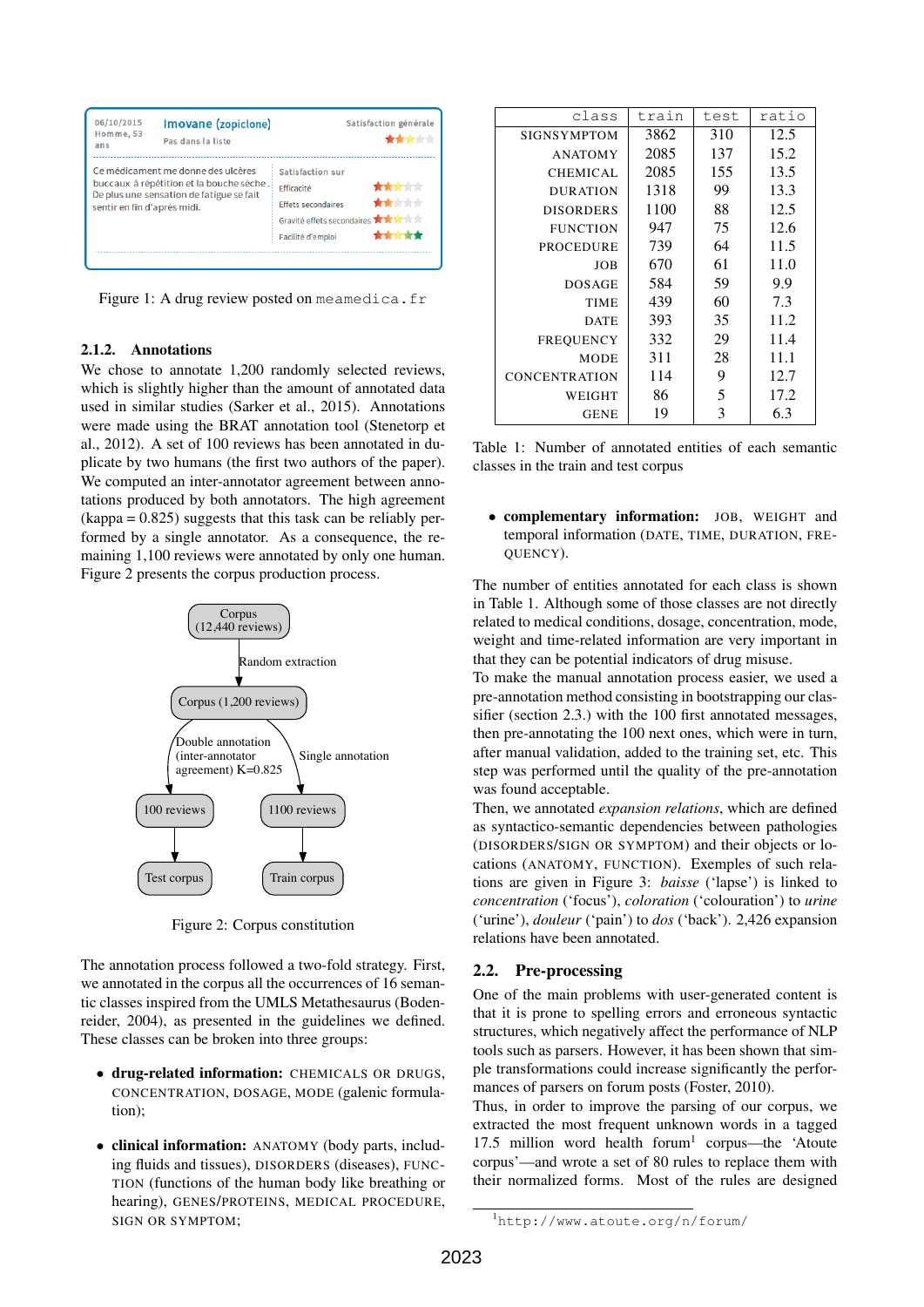Figure 1: A drug review posted on meamedica.fr

### 2.1.2. Annotations

We chose to annotate 1,200 randomly selected reviews, which is slightly higher than the amount of annotated data used in similar studies (Sarker et al., 2015). Annotations were made using the BRAT annotation tool (Stenetorp et al., 2012). A set of 100 reviews has been annotated in duplicate by two humans (the first two authors of the paper). We computed an inter-annotator agreement between annotations produced by both annotators. The high agreement (kappa = 0.825) suggests that this task can be reliably performed by a single annotator. As a consequence, the remaining 1,100 reviews were annotated by only one human. Figure 2 presents the corpus production process.

Figure 2: Corpus constitution

The annotation process followed a two-fold strategy. First, we annotated in the corpus all the occurrences of 16 semantic classes inspired from the UMLS Metathesaurus (Bodenreider, 2004), as presented in the guidelines we defined. These classes can be broken into three groups:

- **drug-related information:** CHEMICALS OR DRUGS, CONCENTRATION, DOSAGE, MODE (galenic formulation);
- **clinical information:** ANATOMY (body parts, including fluids and tissues), DISORDERS (diseases), FUNCTION (functions of the human body like breathing or hearing), GENES/PROTEINS, MEDICAL PROCEDURE, SIGN OR SYMPTOM;
- **complementary information:** JOB, WEIGHT and temporal information (DATE, TIME, DURATION, FREQUENCY).

| class | train | test | ratio |
|---|---|---|---|
| SIGNSYMPTOM | 3862 | 310 | 12.5 |
| ANATOMY | 2085 | 137 | 15.2 |
| CHEMICAL | 2085 | 155 | 13.5 |
| DURATION | 1318 | 99 | 13.3 |
| DISORDERS | 1100 | 88 | 12.5 |
| FUNCTION | 947 | 75 | 12.6 |
| PROCEDURE | 739 | 64 | 11.5 |
| JOB | 670 | 61 | 11.0 |
| DOSAGE | 584 | 59 | 9.9 |
| TIME | 439 | 60 | 7.3 |
| DATE | 393 | 35 | 11.2 |
| FREQUENCY | 332 | 29 | 11.4 |
| MODE | 311 | 28 | 11.1 |
| CONCENTRATION | 114 | 9 | 12.7 |
| WEIGHT | 86 | 5 | 17.2 |
| GENE | 19 | 3 | 6.3 |

Table 1: Number of annotated entities of each semantic classes in the train and test corpus

The number of entities annotated for each class is shown in Table 1. Although some of those classes are not directly related to medical conditions, dosage, concentration, mode, weight and time-related information are very important in that they can be potential indicators of drug misuse.

To make the manual annotation process easier, we used a pre-annotation method consisting in bootstrapping our classifier (section 2.3.) with the 100 first annotated messages, then pre-annotating the 100 next ones, which were in turn, after manual validation, added to the training set, etc. This step was performed until the quality of the pre-annotation was found acceptable.

Then, we annotated *expansion relations*, which are defined as syntactico-semantic dependencies between pathologies (DISORDERS/SIGN OR SYMPTOM) and their objects or locations (ANATOMY, FUNCTION). Exemples of such relations are given in Figure 3: *baisse* ('lapse') is linked to *concentration* ('focus'), *coloration* ('colouration') to *urine* ('urine'), *douleur* ('pain') to *dos* ('back'). 2,426 expansion relations have been annotated.

## 2.2. Pre-processing

One of the main problems with user-generated content is that it is prone to spelling errors and erroneous syntactic structures, which negatively affect the performance of NLP tools such as parsers. However, it has been shown that simple transformations could increase significantly the performances of parsers on forum posts (Foster, 2010).

Thus, in order to improve the parsing of our corpus, we extracted the most frequent unknown words in a tagged 17.5 million word health forum[1] corpus—the 'Atoute corpus'—and wrote a set of 80 rules to replace them with their normalized forms. Most of the rules are designed

[1] http://www.atoute.org/n/forum/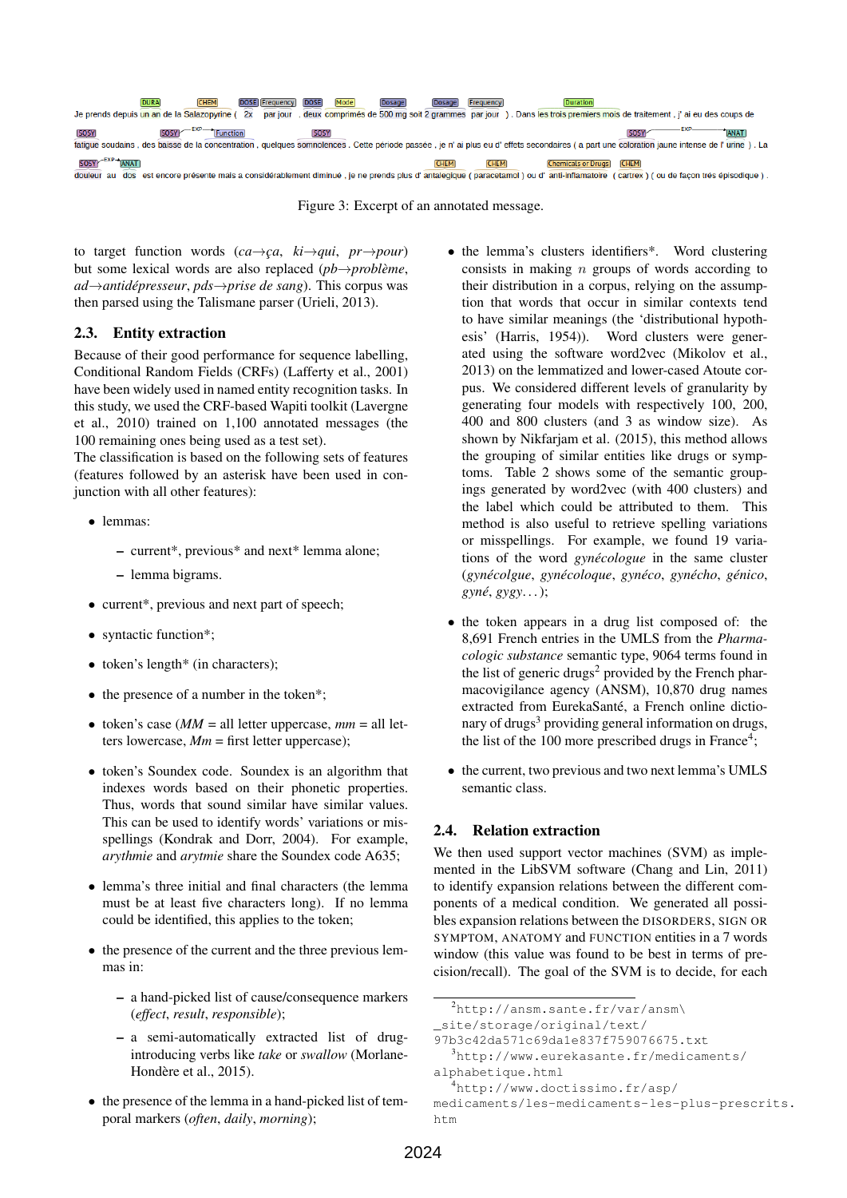Je prends depuis un an de la Salazopyrine ( 2x par jour , deux comprimés de 500 mg soit 2 grammes par jour ) . Dans les trois premiers mois de traitement , j' ai eu des coups de fatigue soudains , des baisse de la concentration , quelques somnolences . Cette période passée , je n' ai plus eu d' effets secondaires ( a part une coloration jaune intense de l' urine ) . La douleur au dos est encore présente mais a considérablement diminué , je ne prends plus d' antalgique ( paracetamol ) ou d' anti-inflamatoire ( cartrex ) ( ou de façon très épisodique ) .

Figure 3: Excerpt of an annotated message.

to target function words (*ca→ça*, *ki→qui*, *pr→pour*) but some lexical words are also replaced (*pb→problème*, *ad→antidépresseur*, *pds→prise de sang*). This corpus was then parsed using the Talismane parser (Urieli, 2013).

## 2.3. Entity extraction

Because of their good performance for sequence labelling, Conditional Random Fields (CRFs) (Lafferty et al., 2001) have been widely used in named entity recognition tasks. In this study, we used the CRF-based Wapiti toolkit (Lavergne et al., 2010) trained on 1,100 annotated messages (the 100 remaining ones being used as a test set).
The classification is based on the following sets of features (features followed by an asterisk have been used in conjunction with all other features):

- lemmas:
  - current*, previous* and next* lemma alone;
  - lemma bigrams.
- current*, previous and next part of speech;
- syntactic function*;
- token's length* (in characters);
- the presence of a number in the token*;
- token's case (*MM* = all letter uppercase, *mm* = all letters lowercase, *Mm* = first letter uppercase);
- token's Soundex code. Soundex is an algorithm that indexes words based on their phonetic properties. Thus, words that sound similar have similar values. This can be used to identify words' variations or misspellings (Kondrak and Dorr, 2004). For example, *arythmie* and *arytmie* share the Soundex code A635;
- lemma's three initial and final characters (the lemma must be at least five characters long). If no lemma could be identified, this applies to the token;
- the presence of the current and the three previous lemmas in:
  - a hand-picked list of cause/consequence markers (*effect*, *result*, *responsible*);
  - a semi-automatically extracted list of drug-introducing verbs like *take* or *swallow* (Morlane-Hondère et al., 2015).
- the presence of the lemma in a hand-picked list of temporal markers (*often*, *daily*, *morning*);
- the lemma's clusters identifiers*. Word clustering consists in making $n$ groups of words according to their distribution in a corpus, relying on the assumption that words that occur in similar contexts tend to have similar meanings (the 'distributional hypothesis' (Harris, 1954)). Word clusters were generated using the software word2vec (Mikolov et al., 2013) on the lemmatized and lower-cased Atoute corpus. We considered different levels of granularity by generating four models with respectively 100, 200, 400 and 800 clusters (and 3 as window size). As shown by Nikfarjam et al. (2015), this method allows the grouping of similar entities like drugs or symptoms. Table 2 shows some of the semantic groupings generated by word2vec (with 400 clusters) and the label which could be attributed to them. This method is also useful to retrieve spelling variations or misspellings. For example, we found 19 variations of the word *gynécologue* in the same cluster (*gynécolgue*, *gynécoloque*, *gynéco*, *gynécho*, *génico*, *gyné*, *gygy*...);
- the token appears in a drug list composed of: the 8,691 French entries in the UMLS from the *Pharmacologic substance* semantic type, 9064 terms found in the list of generic drugs[2] provided by the French pharmacovigilance agency (ANSM), 10,870 drug names extracted from EurekaSanté, a French online dictionary of drugs[3] providing general information on drugs, the list of the 100 more prescribed drugs in France[4];
- the current, two previous and two next lemma's UMLS semantic class.

## 2.4. Relation extraction

We then used support vector machines (SVM) as implemented in the LibSVM software (Chang and Lin, 2011) to identify expansion relations between the different components of a medical condition. We generated all possibles expansion relations between the DISORDERS, SIGN OR SYMPTOM, ANATOMY and FUNCTION entities in a 7 words window (this value was found to be best in terms of precision/recall). The goal of the SVM is to decide, for each

[2] http://ansm.sante.fr/var/ansm\_site/storage/original/text/97b3c42da571c69da1e837f759076675.txt
[3] http://www.eurekasante.fr/medicaments/alphabetique.html
[4] http://www.doctissimo.fr/asp/medicaments/les-medicaments-les-plus-prescrits.htm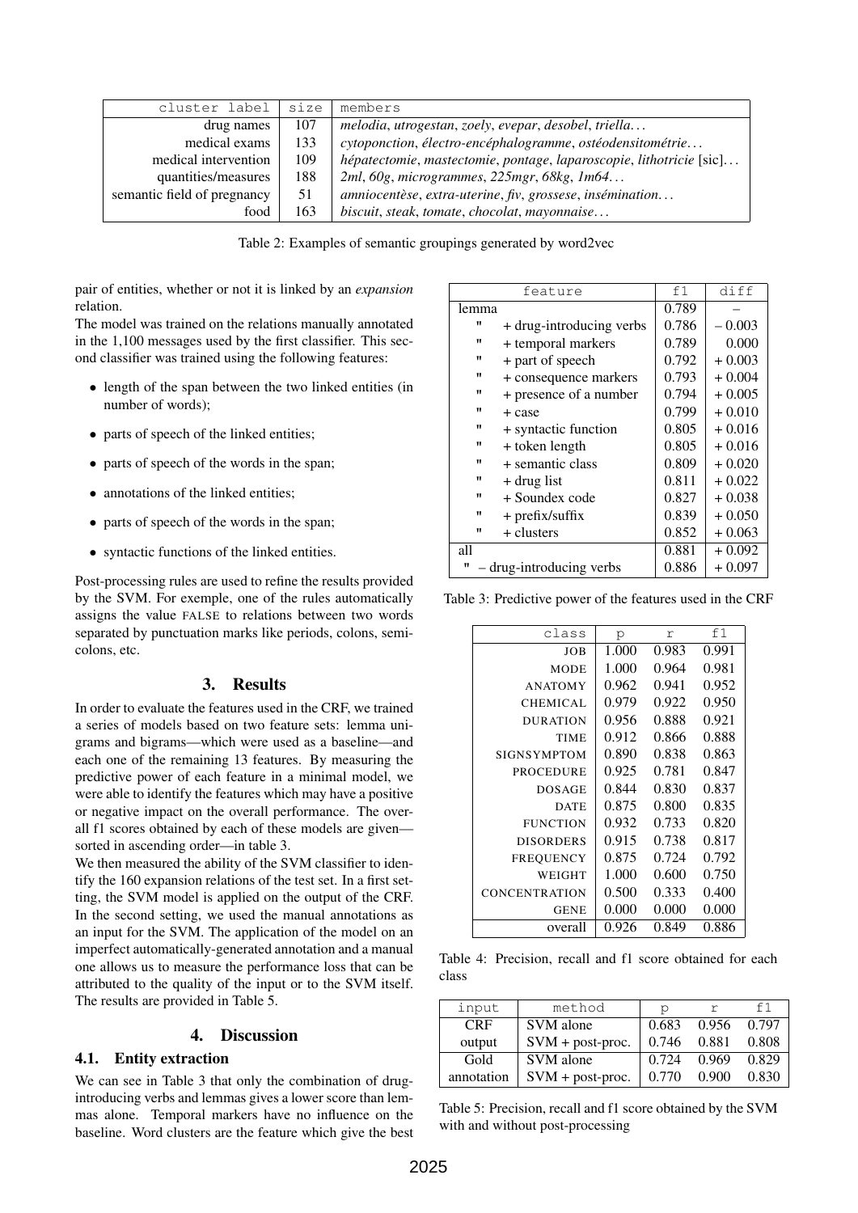| cluster label | size | members |
|---|---|---|
| drug names | 107 | *melodia*, *utrogestan*, *zoely*, *evepar*, *desobel*, *triella*… |
| medical exams | 133 | *cytoponction*, *électro-encéphalogramme*, *ostéodensitométrie*… |
| medical intervention | 109 | *hépatectomie*, *mastectomie*, *pontage*, *laparoscopie*, *lithotricie* [sic]… |
| quantities/measures | 188 | *2ml*, *60g*, *microgrammes*, *225mgr*, *68kg*, *1m64*… |
| semantic field of pregnancy | 51 | *amniocentèse*, *extra-uterine*, *fiv*, *grossese*, *insémination*… |
| food | 163 | *biscuit*, *steak*, *tomate*, *chocolat*, *mayonnaise*… |

Table 2: Examples of semantic groupings generated by word2vec

pair of entities, whether or not it is linked by an *expansion* relation.

The model was trained on the relations manually annotated in the 1,100 messages used by the first classifier. This second classifier was trained using the following features:

- length of the span between the two linked entities (in number of words);
- parts of speech of the linked entities;
- parts of speech of the words in the span;
- annotations of the linked entities;
- parts of speech of the words in the span;
- syntactic functions of the linked entities.

Post-processing rules are used to refine the results provided by the SVM. For exemple, one of the rules automatically assigns the value FALSE to relations between two words separated by punctuation marks like periods, colons, semicolons, etc.

## 3. Results

In order to evaluate the features used in the CRF, we trained a series of models based on two feature sets: lemma unigrams and bigrams—which were used as a baseline—and each one of the remaining 13 features. By measuring the predictive power of each feature in a minimal model, we were able to identify the features which may have a positive or negative impact on the overall performance. The overall f1 scores obtained by each of these models are given—sorted in ascending order—in table 3.

We then measured the ability of the SVM classifier to identify the 160 expansion relations of the test set. In a first setting, the SVM model is applied on the output of the CRF. In the second setting, we used the manual annotations as an input for the SVM. The application of the model on an imperfect automatically-generated annotation and a manual one allows us to measure the performance loss that can be attributed to the quality of the input or to the SVM itself. The results are provided in Table 5.

| feature | f1 | diff |
|---|---|---|
| lemma | 0.789 | – |
| " + drug-introducing verbs | 0.786 | – 0.003 |
| " + temporal markers | 0.789 | 0.000 |
| " + part of speech | 0.792 | + 0.003 |
| " + consequence markers | 0.793 | + 0.004 |
| " + presence of a number | 0.794 | + 0.005 |
| " + case | 0.799 | + 0.010 |
| " + syntactic function | 0.805 | + 0.016 |
| " + token length | 0.805 | + 0.016 |
| " + semantic class | 0.809 | + 0.020 |
| " + drug list | 0.811 | + 0.022 |
| " + Soundex code | 0.827 | + 0.038 |
| " + prefix/suffix | 0.839 | + 0.050 |
| " + clusters | 0.852 | + 0.063 |
| all | 0.881 | + 0.092 |
| " – drug-introducing verbs | 0.886 | + 0.097 |

Table 3: Predictive power of the features used in the CRF

| class | p | r | f1 |
|---|---|---|---|
| JOB | 1.000 | 0.983 | 0.991 |
| MODE | 1.000 | 0.964 | 0.981 |
| ANATOMY | 0.962 | 0.941 | 0.952 |
| CHEMICAL | 0.979 | 0.922 | 0.950 |
| DURATION | 0.956 | 0.888 | 0.921 |
| TIME | 0.912 | 0.866 | 0.888 |
| SIGNSYMPTOM | 0.890 | 0.838 | 0.863 |
| PROCEDURE | 0.925 | 0.781 | 0.847 |
| DOSAGE | 0.844 | 0.830 | 0.837 |
| DATE | 0.875 | 0.800 | 0.835 |
| FUNCTION | 0.932 | 0.733 | 0.820 |
| DISORDERS | 0.915 | 0.738 | 0.817 |
| FREQUENCY | 0.875 | 0.724 | 0.792 |
| WEIGHT | 1.000 | 0.600 | 0.750 |
| CONCENTRATION | 0.500 | 0.333 | 0.400 |
| GENE | 0.000 | 0.000 | 0.000 |
| overall | 0.926 | 0.849 | 0.886 |

Table 4: Precision, recall and f1 score obtained for each class

| input | method | p | r | f1 |
|---|---|---|---|---|
| CRF output | SVM alone | 0.683 | 0.956 | 0.797 |
| | SVM + post-proc. | 0.746 | 0.881 | 0.808 |
| Gold annotation | SVM alone | 0.724 | 0.969 | 0.829 |
| | SVM + post-proc. | 0.770 | 0.900 | 0.830 |

Table 5: Precision, recall and f1 score obtained by the SVM with and without post-processing

## 4. Discussion

### 4.1. Entity extraction

We can see in Table 3 that only the combination of drug-introducing verbs and lemmas gives a lower score than lemmas alone. Temporal markers have no influence on the baseline. Word clusters are the feature which give the best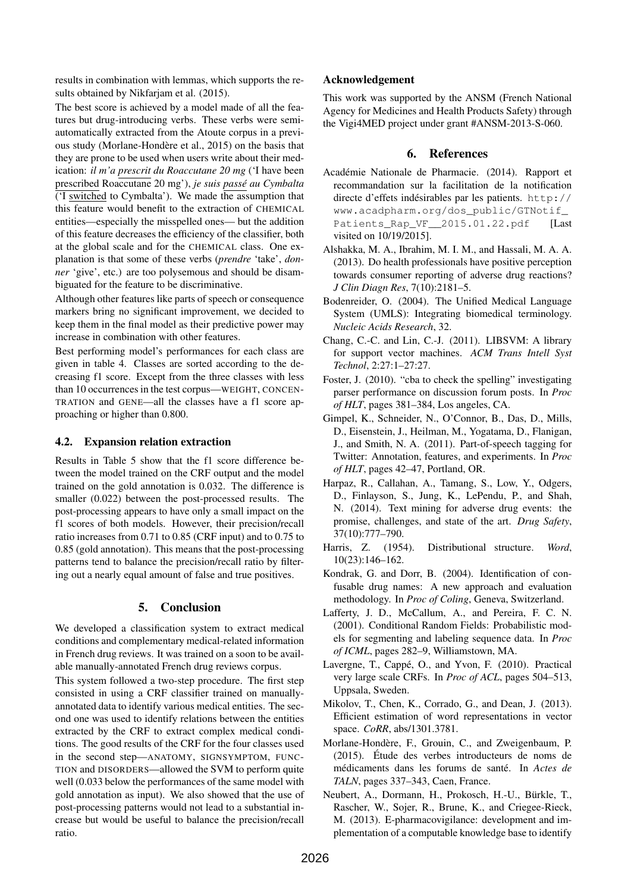results in combination with lemmas, which supports the results obtained by Nikfarjam et al. (2015).

The best score is achieved by a model made of all the features but drug-introducing verbs. These verbs were semi-automatically extracted from the Atoute corpus in a previous study (Morlane-Hondère et al., 2015) on the basis that they are prone to be used when users write about their medication: *il m'a prescrit du Roaccutane 20 mg* ('I have been prescribed Roaccutane 20 mg'), *je suis passé au Cymbalta* ('I switched to Cymbalta'). We made the assumption that this feature would benefit to the extraction of CHEMICAL entities—especially the misspelled ones— but the addition of this feature decreases the efficiency of the classifier, both at the global scale and for the CHEMICAL class. One explanation is that some of these verbs (*prendre* 'take', *donner* 'give', etc.) are too polysemous and should be disambiguated for the feature to be discriminative.

Although other features like parts of speech or consequence markers bring no significant improvement, we decided to keep them in the final model as their predictive power may increase in combination with other features.

Best performing model's performances for each class are given in table 4. Classes are sorted according to the decreasing f1 score. Except from the three classes with less than 10 occurrences in the test corpus—WEIGHT, CONCENTRATION and GENE—all the classes have a f1 score approaching or higher than 0.800.

### 4.2. Expansion relation extraction

Results in Table 5 show that the f1 score difference between the model trained on the CRF output and the model trained on the gold annotation is 0.032. The difference is smaller (0.022) between the post-processed results. The post-processing appears to have only a small impact on the f1 scores of both models. However, their precision/recall ratio increases from 0.71 to 0.85 (CRF input) and to 0.75 to 0.85 (gold annotation). This means that the post-processing patterns tend to balance the precision/recall ratio by filtering out a nearly equal amount of false and true positives.

## 5. Conclusion

We developed a classification system to extract medical conditions and complementary medical-related information in French drug reviews. It was trained on a soon to be available manually-annotated French drug reviews corpus.

This system followed a two-step procedure. The first step consisted in using a CRF classifier trained on manually-annotated data to identify various medical entities. The second one was used to identify relations between the entities extracted by the CRF to extract complex medical conditions. The good results of the CRF for the four classes used in the second step—ANATOMY, SIGNSYMPTOM, FUNCTION and DISORDERS—allowed the SVM to perform quite well (0.033 below the performances of the same model with gold annotation as input). We also showed that the use of post-processing patterns would not lead to a substantial increase but would be useful to balance the precision/recall ratio.

## Acknowledgement

This work was supported by the ANSM (French National Agency for Medicines and Health Products Safety) through the Vigi4MED project under grant #ANSM-2013-S-060.

## 6. References

Académie Nationale de Pharmacie. (2014). Rapport et recommandation sur la facilitation de la notification directe d'effets indésirables par les patients. http://www.acadpharm.org/dos_public/GTNotif_Patients_Rap_VF__2015.01.22.pdf [Last visited on 10/19/2015].

Alshakka, M. A., Ibrahim, M. I. M., and Hassali, M. A. A. (2013). Do health professionals have positive perception towards consumer reporting of adverse drug reactions? *J Clin Diagn Res*, 7(10):2181–5.

Bodenreider, O. (2004). The Unified Medical Language System (UMLS): Integrating biomedical terminology. *Nucleic Acids Research*, 32.

Chang, C.-C. and Lin, C.-J. (2011). LIBSVM: A library for support vector machines. *ACM Trans Intell Syst Technol*, 2:27:1–27:27.

Foster, J. (2010). "cba to check the spelling" investigating parser performance on discussion forum posts. In *Proc of HLT*, pages 381–384, Los angeles, CA.

Gimpel, K., Schneider, N., O'Connor, B., Das, D., Mills, D., Eisenstein, J., Heilman, M., Yogatama, D., Flanigan, J., and Smith, N. A. (2011). Part-of-speech tagging for Twitter: Annotation, features, and experiments. In *Proc of HLT*, pages 42–47, Portland, OR.

Harpaz, R., Callahan, A., Tamang, S., Low, Y., Odgers, D., Finlayson, S., Jung, K., LePendu, P., and Shah, N. (2014). Text mining for adverse drug events: the promise, challenges, and state of the art. *Drug Safety*, 37(10):777–790.

Harris, Z. (1954). Distributional structure. *Word*, 10(23):146–162.

Kondrak, G. and Dorr, B. (2004). Identification of confusable drug names: A new approach and evaluation methodology. In *Proc of Coling*, Geneva, Switzerland.

Lafferty, J. D., McCallum, A., and Pereira, F. C. N. (2001). Conditional Random Fields: Probabilistic models for segmenting and labeling sequence data. In *Proc of ICML*, pages 282–9, Williamstown, MA.

Lavergne, T., Cappé, O., and Yvon, F. (2010). Practical very large scale CRFs. In *Proc of ACL*, pages 504–513, Uppsala, Sweden.

Mikolov, T., Chen, K., Corrado, G., and Dean, J. (2013). Efficient estimation of word representations in vector space. *CoRR*, abs/1301.3781.

Morlane-Hondère, F., Grouin, C., and Zweigenbaum, P. (2015). Étude des verbes introducteurs de noms de médicaments dans les forums de santé. In *Actes de TALN*, pages 337–343, Caen, France.

Neubert, A., Dormann, H., Prokosch, H.-U., Bürkle, T., Rascher, W., Sojer, R., Brune, K., and Criegee-Rieck, M. (2013). E-pharmacovigilance: development and implementation of a computable knowledge base to identify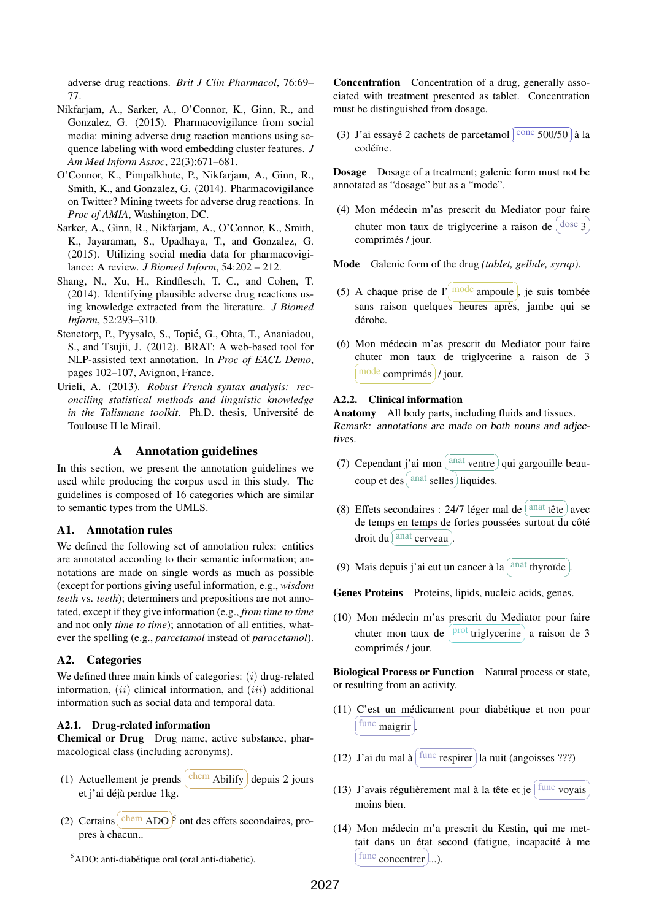adverse drug reactions. *Brit J Clin Pharmacol*, 76:69–77.

Nikfarjam, A., Sarker, A., O'Connor, K., Ginn, R., and Gonzalez, G. (2015). Pharmacovigilance from social media: mining adverse drug reaction mentions using sequence labeling with word embedding cluster features. *J Am Med Inform Assoc*, 22(3):671–681.

O'Connor, K., Pimpalkhute, P., Nikfarjam, A., Ginn, R., Smith, K., and Gonzalez, G. (2014). Pharmacovigilance on Twitter? Mining tweets for adverse drug reactions. In *Proc of AMIA*, Washington, DC.

Sarker, A., Ginn, R., Nikfarjam, A., O'Connor, K., Smith, K., Jayaraman, S., Upadhaya, T., and Gonzalez, G. (2015). Utilizing social media data for pharmacovigilance: A review. *J Biomed Inform*, 54:202 – 212.

Shang, N., Xu, H., Rindflesch, T. C., and Cohen, T. (2014). Identifying plausible adverse drug reactions using knowledge extracted from the literature. *J Biomed Inform*, 52:293–310.

Stenetorp, P., Pyysalo, S., Topić, G., Ohta, T., Ananiadou, S., and Tsujii, J. (2012). BRAT: A web-based tool for NLP-assisted text annotation. In *Proc of EACL Demo*, pages 102–107, Avignon, France.

Urieli, A. (2013). *Robust French syntax analysis: reconciling statistical methods and linguistic knowledge in the Talismane toolkit*. Ph.D. thesis, Université de Toulouse II le Mirail.

# A Annotation guidelines

In this section, we present the annotation guidelines we used while producing the corpus used in this study. The guidelines is composed of 16 categories which are similar to semantic types from the UMLS.

## A1. Annotation rules

We defined the following set of annotation rules: entities are annotated according to their semantic information; annotations are made on single words as much as possible (except for portions giving useful information, e.g., *wisdom teeth* vs. *teeth*); determiners and prepositions are not annotated, except if they give information (e.g., *from time to time* and not only *time to time*); annotation of all entities, whatever the spelling (e.g., *parcetamol* instead of *paracetamol*).

## A2. Categories

We defined three main kinds of categories: ($i$) drug-related information, ($ii$) clinical information, and ($iii$) additional information such as social data and temporal data.

### A2.1. Drug-related information

**Chemical or Drug** Drug name, active substance, pharmacological class (including acronyms).

(1) Actuellement je prends [chem Abilify] depuis 2 jours et j'ai déjà perdue 1kg.

(2) Certains [chem ADO][5] ont des effets secondaires, propres à chacun..

[5] ADO: anti-diabétique oral (oral anti-diabetic).

**Concentration** Concentration of a drug, generally associated with treatment presented as tablet. Concentration must be distinguished from dosage.

(3) J'ai essayé 2 cachets de parcetamol [conc 500/50] à la codéïne.

**Dosage** Dosage of a treatment; galenic form must not be annotated as "dosage" but as a "mode".

(4) Mon médecin m'as prescrit du Mediator pour faire chuter mon taux de triglycerine a raison de [dose 3] comprimés / jour.

**Mode** Galenic form of the drug *(tablet, gellule, syrup)*.

(5) A chaque prise de l'[mode ampoule], je suis tombée sans raison quelques heures après, jambe qui se dérobe.

(6) Mon médecin m'as prescrit du Mediator pour faire chuter mon taux de triglycerine a raison de 3 [mode comprimés] / jour.

### A2.2. Clinical information

**Anatomy** All body parts, including fluids and tissues. *Remark: annotations are made on both nouns and adjectives.*

(7) Cependant j'ai mon [anat ventre] qui gargouille beaucoup et des [anat selles] liquides.

(8) Effets secondaires : 24/7 léger mal de [anat tête] avec de temps en temps de fortes poussées surtout du côté droit du [anat cerveau].

(9) Mais depuis j'ai eut un cancer à la [anat thyroïde].

**Genes Proteins** Proteins, lipids, nucleic acids, genes.

(10) Mon médecin m'as prescrit du Mediator pour faire chuter mon taux de [prot triglycerine] a raison de 3 comprimés / jour.

**Biological Process or Function** Natural process or state, or resulting from an activity.

(11) C'est un médicament pour diabétique et non pour [func maigrir].

(12) J'ai du mal à [func respirer] la nuit (angoisses ???)

(13) J'avais régulièrement mal à la tête et je [func voyais] moins bien.

(14) Mon médecin m'a prescrit du Kestin, qui me mettait dans un état second (fatigue, incapacité à me [func concentrer]...).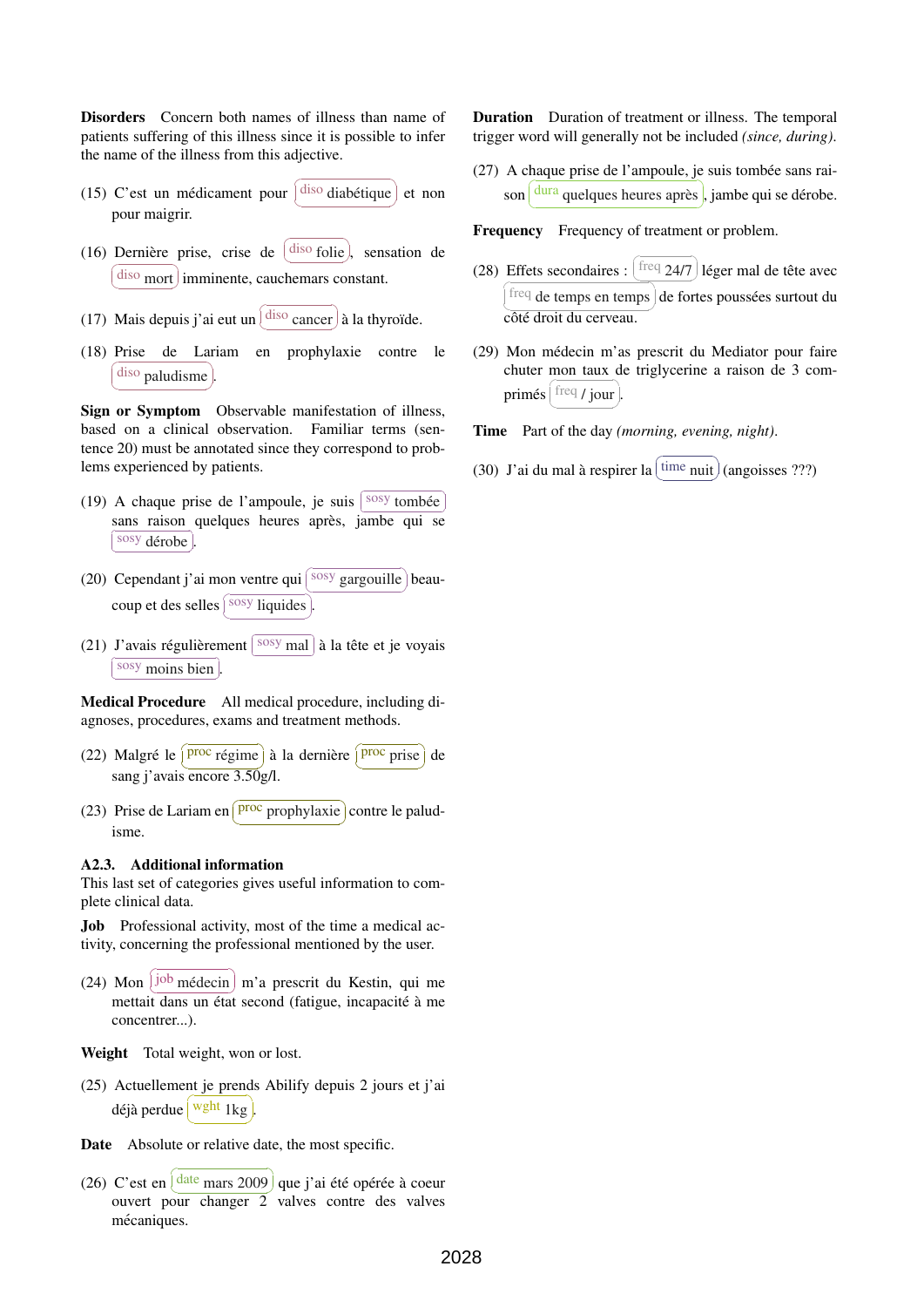**Disorders** Concern both names of illness than name of patients suffering of this illness since it is possible to infer the name of the illness from this adjective.

(15) C'est un médicament pour [diso diabétique] et non pour maigrir.

(16) Dernière prise, crise de [diso folie], sensation de [diso mort] imminente, cauchemars constant.

(17) Mais depuis j'ai eut un [diso cancer] à la thyroïde.

(18) Prise de Lariam en prophylaxie contre le [diso paludisme].

**Sign or Symptom** Observable manifestation of illness, based on a clinical observation. Familiar terms (sentence 20) must be annotated since they correspond to problems experienced by patients.

(19) A chaque prise de l'ampoule, je suis [sosy tombée] sans raison quelques heures après, jambe qui se [sosy dérobe].

(20) Cependant j'ai mon ventre qui [sosy gargouille] beaucoup et des selles [sosy liquides].

(21) J'avais régulièrement [sosy mal] à la tête et je voyais [sosy moins bien].

**Medical Procedure** All medical procedure, including diagnoses, procedures, exams and treatment methods.

(22) Malgré le [proc régime] à la dernière [proc prise] de sang j'avais encore 3.50g/l.

(23) Prise de Lariam en [proc prophylaxie] contre le paludisme.

### A2.3. Additional information

This last set of categories gives useful information to complete clinical data.

**Job** Professional activity, most of the time a medical activity, concerning the professional mentioned by the user.

(24) Mon [job médecin] m'a prescrit du Kestin, qui me mettait dans un état second (fatigue, incapacité à me concentrer...).

**Weight** Total weight, won or lost.

(25) Actuellement je prends Abilify depuis 2 jours et j'ai déjà perdue [wght 1kg].

**Date** Absolute or relative date, the most specific.

(26) C'est en [date mars 2009] que j'ai été opérée à coeur ouvert pour changer 2 valves contre des valves mécaniques.

**Duration** Duration of treatment or illness. The temporal trigger word will generally not be included *(since, during)*.

(27) A chaque prise de l'ampoule, je suis tombée sans raison [dura quelques heures après], jambe qui se dérobe.

**Frequency** Frequency of treatment or problem.

(28) Effets secondaires : [freq 24/7] léger mal de tête avec [freq de temps en temps] de fortes poussées surtout du côté droit du cerveau.

(29) Mon médecin m'as prescrit du Mediator pour faire chuter mon taux de triglycerine a raison de 3 comprimés [freq / jour].

**Time** Part of the day *(morning, evening, night)*.

(30) J'ai du mal à respirer la [time nuit] (angoisses ???)